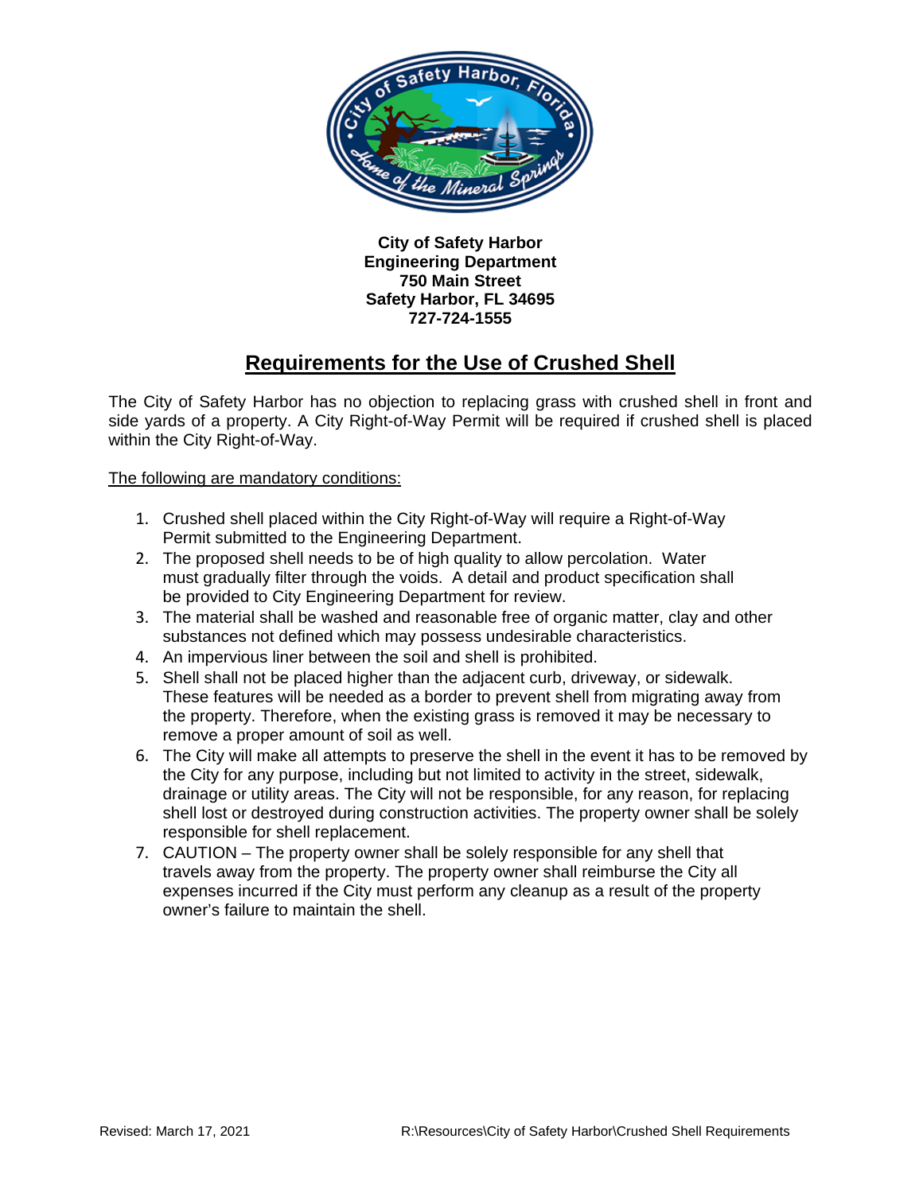**City of Safety Harbor**
**Engineering Department**
**750 Main Street**
**Safety Harbor, FL 34695**
**727-724-1555**

# Requirements for the Use of Crushed Shell

The City of Safety Harbor has no objection to replacing grass with crushed shell in front and side yards of a property. A City Right-of-Way Permit will be required if crushed shell is placed within the City Right-of-Way.

The following are mandatory conditions:

1. Crushed shell placed within the City Right-of-Way will require a Right-of-Way Permit submitted to the Engineering Department.
2. The proposed shell needs to be of high quality to allow percolation. Water must gradually filter through the voids. A detail and product specification shall be provided to City Engineering Department for review.
3. The material shall be washed and reasonable free of organic matter, clay and other substances not defined which may possess undesirable characteristics.
4. An impervious liner between the soil and shell is prohibited.
5. Shell shall not be placed higher than the adjacent curb, driveway, or sidewalk. These features will be needed as a border to prevent shell from migrating away from the property. Therefore, when the existing grass is removed it may be necessary to remove a proper amount of soil as well.
6. The City will make all attempts to preserve the shell in the event it has to be removed by the City for any purpose, including but not limited to activity in the street, sidewalk, drainage or utility areas. The City will not be responsible, for any reason, for replacing shell lost or destroyed during construction activities. The property owner shall be solely responsible for shell replacement.
7. CAUTION – The property owner shall be solely responsible for any shell that travels away from the property. The property owner shall reimburse the City all expenses incurred if the City must perform any cleanup as a result of the property owner's failure to maintain the shell.

Revised: March 17, 2021 R:\Resources\City of Safety Harbor\Crushed Shell Requirements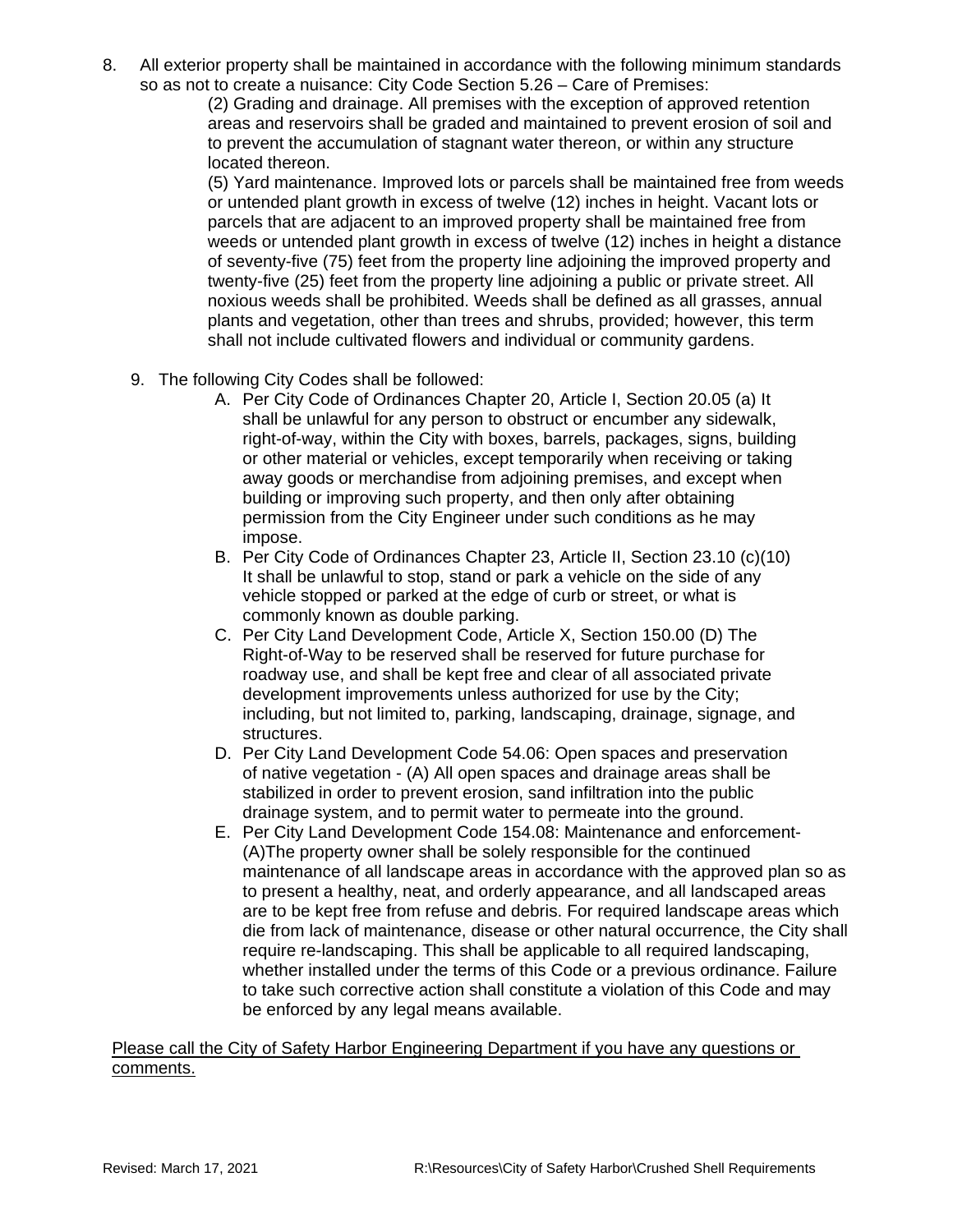8. All exterior property shall be maintained in accordance with the following minimum standards so as not to create a nuisance: City Code Section 5.26 – Care of Premises:

   (2) Grading and drainage. All premises with the exception of approved retention areas and reservoirs shall be graded and maintained to prevent erosion of soil and to prevent the accumulation of stagnant water thereon, or within any structure located thereon.

   (5) Yard maintenance. Improved lots or parcels shall be maintained free from weeds or untended plant growth in excess of twelve (12) inches in height. Vacant lots or parcels that are adjacent to an improved property shall be maintained free from weeds or untended plant growth in excess of twelve (12) inches in height a distance of seventy-five (75) feet from the property line adjoining the improved property and twenty-five (25) feet from the property line adjoining a public or private street. All noxious weeds shall be prohibited. Weeds shall be defined as all grasses, annual plants and vegetation, other than trees and shrubs, provided; however, this term shall not include cultivated flowers and individual or community gardens.

9. The following City Codes shall be followed:
   A. Per City Code of Ordinances Chapter 20, Article I, Section 20.05 (a) It shall be unlawful for any person to obstruct or encumber any sidewalk, right-of-way, within the City with boxes, barrels, packages, signs, building or other material or vehicles, except temporarily when receiving or taking away goods or merchandise from adjoining premises, and except when building or improving such property, and then only after obtaining permission from the City Engineer under such conditions as he may impose.
   B. Per City Code of Ordinances Chapter 23, Article II, Section 23.10 (c)(10) It shall be unlawful to stop, stand or park a vehicle on the side of any vehicle stopped or parked at the edge of curb or street, or what is commonly known as double parking.
   C. Per City Land Development Code, Article X, Section 150.00 (D) The Right-of-Way to be reserved shall be reserved for future purchase for roadway use, and shall be kept free and clear of all associated private development improvements unless authorized for use by the City; including, but not limited to, parking, landscaping, drainage, signage, and structures.
   D. Per City Land Development Code 54.06: Open spaces and preservation of native vegetation - (A) All open spaces and drainage areas shall be stabilized in order to prevent erosion, sand infiltration into the public drainage system, and to permit water to permeate into the ground.
   E. Per City Land Development Code 154.08: Maintenance and enforcement- (A)The property owner shall be solely responsible for the continued maintenance of all landscape areas in accordance with the approved plan so as to present a healthy, neat, and orderly appearance, and all landscaped areas are to be kept free from refuse and debris. For required landscape areas which die from lack of maintenance, disease or other natural occurrence, the City shall require re-landscaping. This shall be applicable to all required landscaping, whether installed under the terms of this Code or a previous ordinance. Failure to take such corrective action shall constitute a violation of this Code and may be enforced by any legal means available.

<u>Please call the City of Safety Harbor Engineering Department if you have any questions or comments.</u>

Revised: March 17, 2021 R:\Resources\City of Safety Harbor\Crushed Shell Requirements